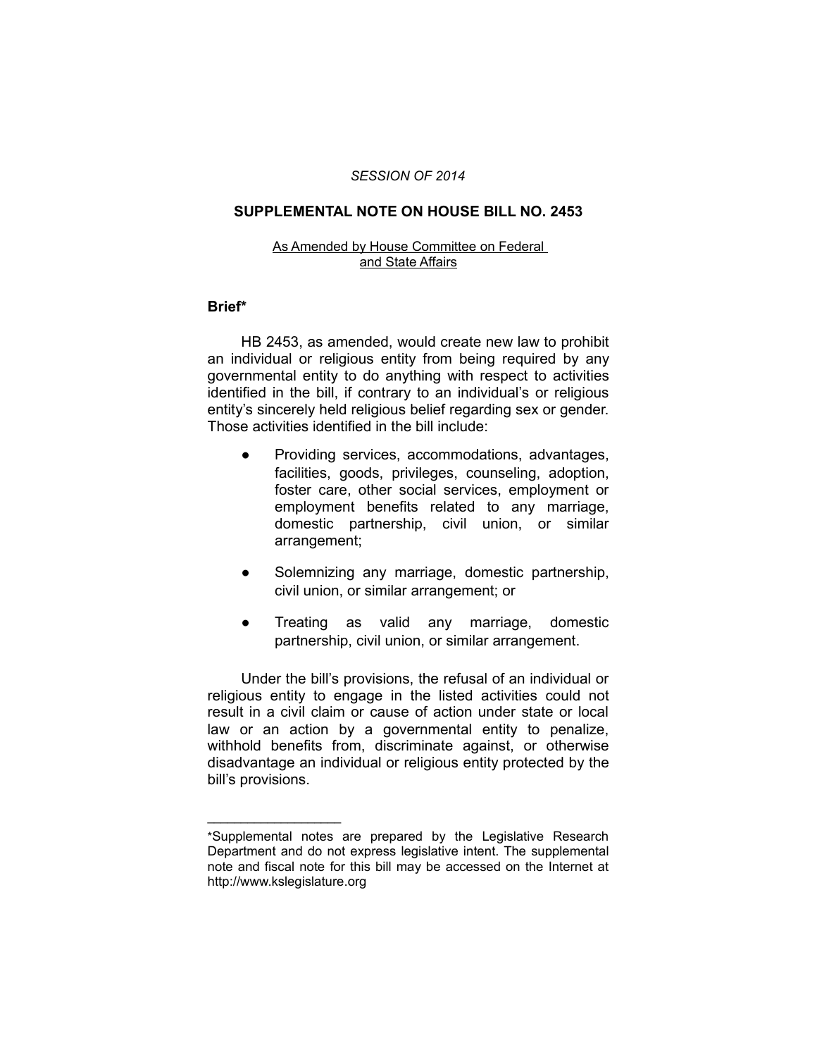*SESSION OF 2014*

# SUPPLEMENTAL NOTE ON HOUSE BILL NO. 2453

As Amended by House Committee on Federal and State Affairs

## Brief*

HB 2453, as amended, would create new law to prohibit an individual or religious entity from being required by any governmental entity to do anything with respect to activities identified in the bill, if contrary to an individual's or religious entity's sincerely held religious belief regarding sex or gender. Those activities identified in the bill include:

- Providing services, accommodations, advantages, facilities, goods, privileges, counseling, adoption, foster care, other social services, employment or employment benefits related to any marriage, domestic partnership, civil union, or similar arrangement;
- Solemnizing any marriage, domestic partnership, civil union, or similar arrangement; or
- Treating as valid any marriage, domestic partnership, civil union, or similar arrangement.

Under the bill's provisions, the refusal of an individual or religious entity to engage in the listed activities could not result in a civil claim or cause of action under state or local law or an action by a governmental entity to penalize, withhold benefits from, discriminate against, or otherwise disadvantage an individual or religious entity protected by the bill's provisions.

---

*Supplemental notes are prepared by the Legislative Research Department and do not express legislative intent. The supplemental note and fiscal note for this bill may be accessed on the Internet at http://www.kslegislature.org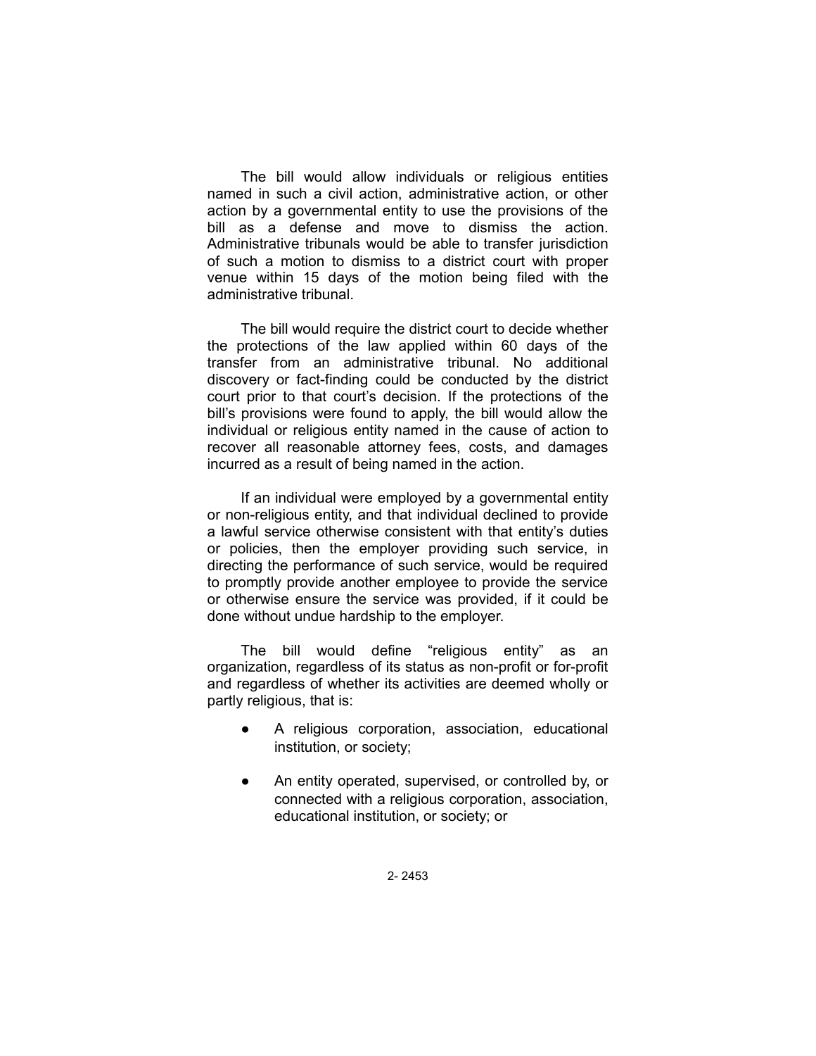The bill would allow individuals or religious entities named in such a civil action, administrative action, or other action by a governmental entity to use the provisions of the bill as a defense and move to dismiss the action. Administrative tribunals would be able to transfer jurisdiction of such a motion to dismiss to a district court with proper venue within 15 days of the motion being filed with the administrative tribunal.

The bill would require the district court to decide whether the protections of the law applied within 60 days of the transfer from an administrative tribunal. No additional discovery or fact-finding could be conducted by the district court prior to that court's decision. If the protections of the bill's provisions were found to apply, the bill would allow the individual or religious entity named in the cause of action to recover all reasonable attorney fees, costs, and damages incurred as a result of being named in the action.

If an individual were employed by a governmental entity or non-religious entity, and that individual declined to provide a lawful service otherwise consistent with that entity's duties or policies, then the employer providing such service, in directing the performance of such service, would be required to promptly provide another employee to provide the service or otherwise ensure the service was provided, if it could be done without undue hardship to the employer.

The bill would define "religious entity" as an organization, regardless of its status as non-profit or for-profit and regardless of whether its activities are deemed wholly or partly religious, that is:

- A religious corporation, association, educational institution, or society;
- An entity operated, supervised, or controlled by, or connected with a religious corporation, association, educational institution, or society; or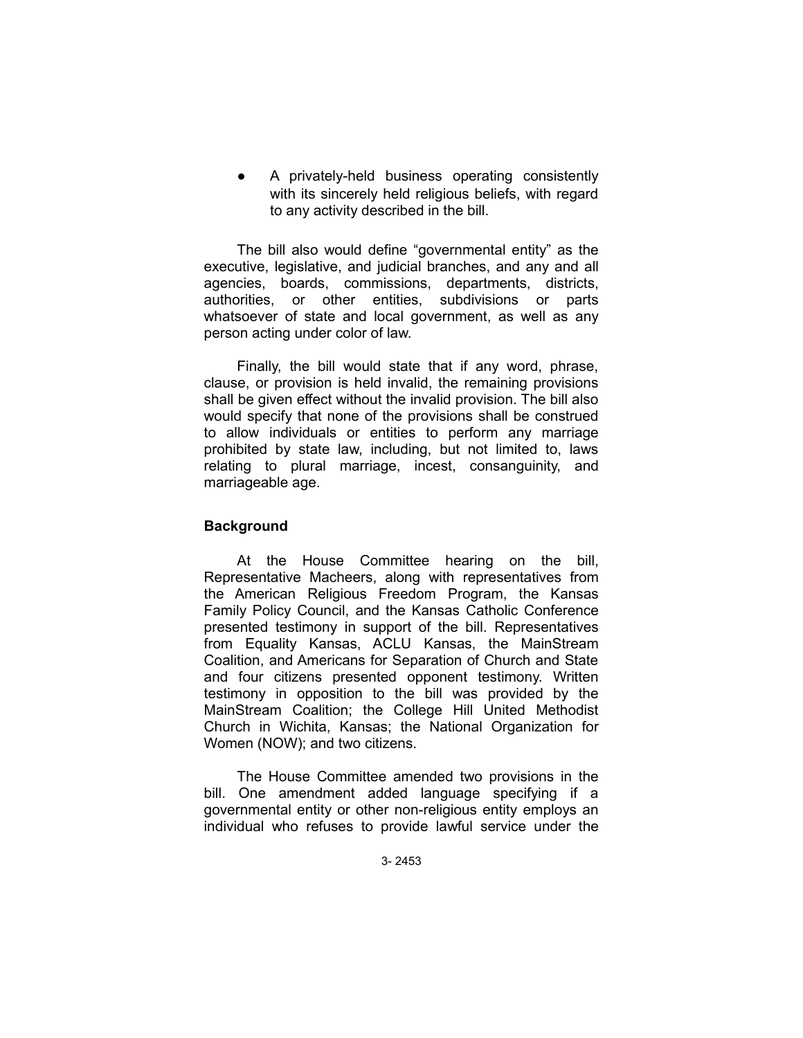- A privately-held business operating consistently with its sincerely held religious beliefs, with regard to any activity described in the bill.

The bill also would define "governmental entity" as the executive, legislative, and judicial branches, and any and all agencies, boards, commissions, departments, districts, authorities, or other entities, subdivisions or parts whatsoever of state and local government, as well as any person acting under color of law.

Finally, the bill would state that if any word, phrase, clause, or provision is held invalid, the remaining provisions shall be given effect without the invalid provision. The bill also would specify that none of the provisions shall be construed to allow individuals or entities to perform any marriage prohibited by state law, including, but not limited to, laws relating to plural marriage, incest, consanguinity, and marriageable age.

**Background**

At the House Committee hearing on the bill, Representative Macheers, along with representatives from the American Religious Freedom Program, the Kansas Family Policy Council, and the Kansas Catholic Conference presented testimony in support of the bill. Representatives from Equality Kansas, ACLU Kansas, the MainStream Coalition, and Americans for Separation of Church and State and four citizens presented opponent testimony. Written testimony in opposition to the bill was provided by the MainStream Coalition; the College Hill United Methodist Church in Wichita, Kansas; the National Organization for Women (NOW); and two citizens.

The House Committee amended two provisions in the bill. One amendment added language specifying if a governmental entity or other non-religious entity employs an individual who refuses to provide lawful service under the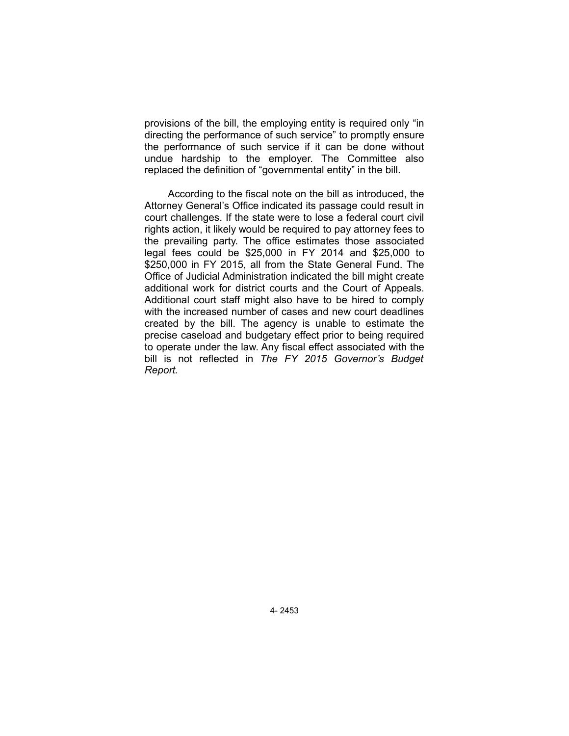provisions of the bill, the employing entity is required only "in directing the performance of such service" to promptly ensure the performance of such service if it can be done without undue hardship to the employer. The Committee also replaced the definition of "governmental entity" in the bill.

According to the fiscal note on the bill as introduced, the Attorney General's Office indicated its passage could result in court challenges. If the state were to lose a federal court civil rights action, it likely would be required to pay attorney fees to the prevailing party. The office estimates those associated legal fees could be $25,000 in FY 2014 and $25,000 to $250,000 in FY 2015, all from the State General Fund. The Office of Judicial Administration indicated the bill might create additional work for district courts and the Court of Appeals. Additional court staff might also have to be hired to comply with the increased number of cases and new court deadlines created by the bill. The agency is unable to estimate the precise caseload and budgetary effect prior to being required to operate under the law. Any fiscal effect associated with the bill is not reflected in *The FY 2015 Governor's Budget Report.*